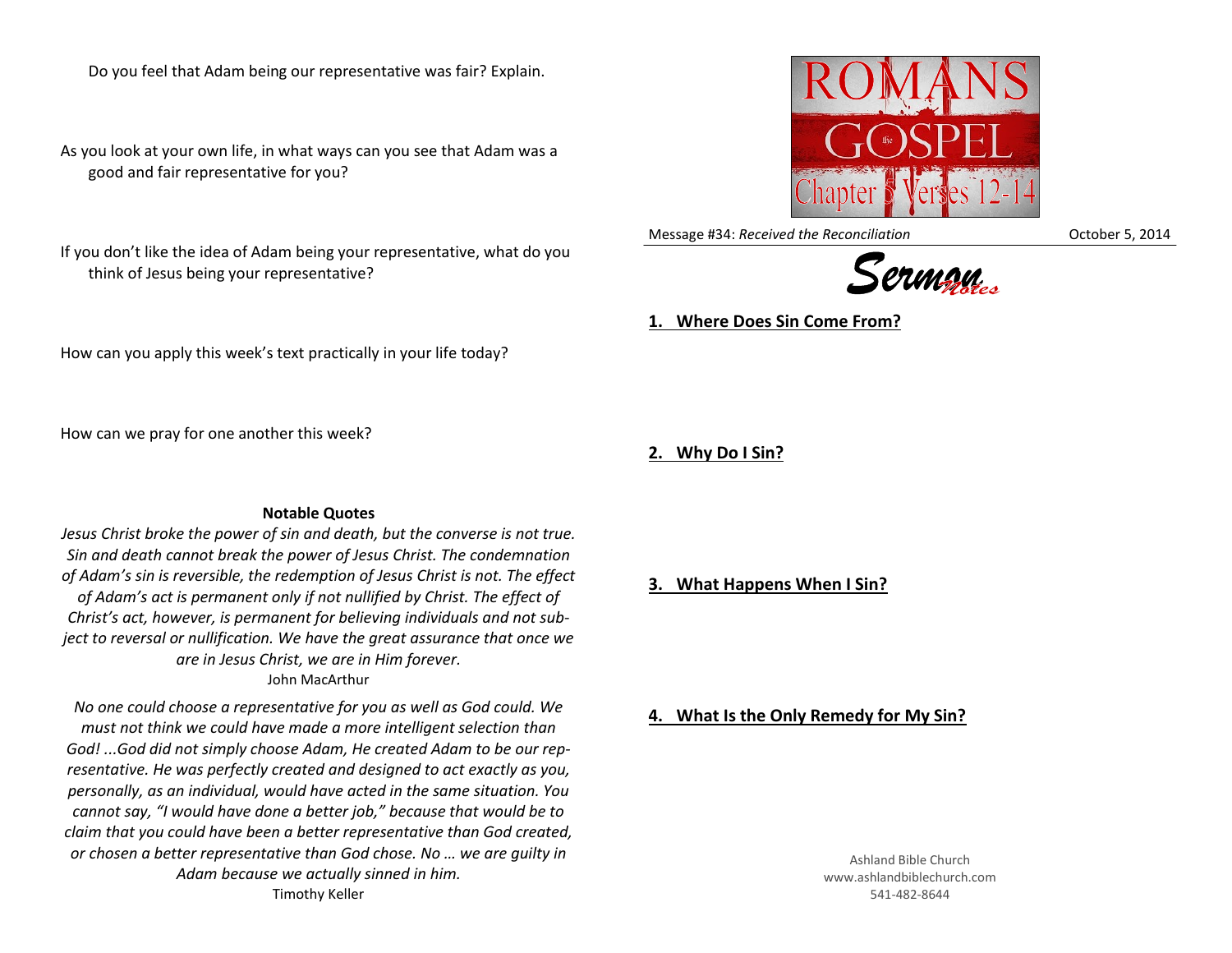Do you feel that Adam being our representative was fair? Explain.

As you look at your own life, in what ways can you see that Adam was a good and fair representative for you?

If you don't like the idea of Adam being your representative, what do you think of Jesus being your representative?

How can you apply this week's text practically in your life today?

How can we pray for one another this week?

**Notable Quotes**

*Jesus Christ broke the power of sin and death, but the converse is not true. Sin and death cannot break the power of Jesus Christ. The condemnation of Adam's sin is reversible, the redemption of Jesus Christ is not. The effect of Adam's act is permanent only if not nullified by Christ. The effect of Christ's act, however, is permanent for believing individuals and not subject to reversal or nullification. We have the great assurance that once we are in Jesus Christ, we are in Him forever.*

John MacArthur

*No one could choose a representative for you as well as God could. We must not think we could have made a more intelligent selection than God! ...God did not simply choose Adam, He created Adam to be our representative. He was perfectly created and designed to act exactly as you, personally, as an individual, would have acted in the same situation. You cannot say, "I would have done a better job," because that would be to claim that you could have been a better representative than God created, or chosen a better representative than God chose. No … we are guilty in Adam because we actually sinned in him.*

Timothy Keller

ROMANS the GOSPEL Chapter 5 Verses 12-14

Message #34: *Received the Reconciliation* — October 5, 2014

# Sermon Notes

**1. Where Does Sin Come From?**

**2. Why Do I Sin?**

**3. What Happens When I Sin?**

**4. What Is the Only Remedy for My Sin?**

Ashland Bible Church
www.ashlandbiblechurch.com
541-482-8644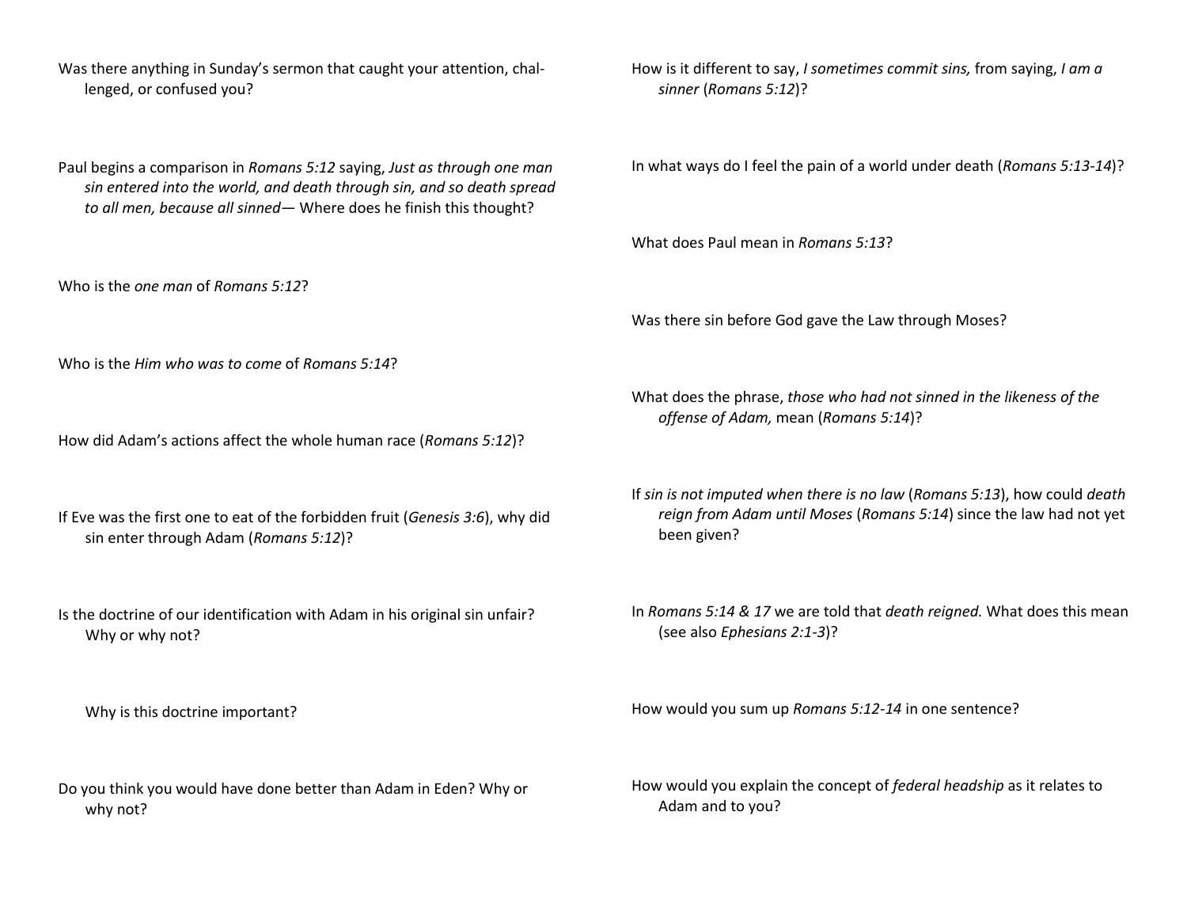Was there anything in Sunday's sermon that caught your attention, challenged, or confused you?

Paul begins a comparison in *Romans 5:12* saying, *Just as through one man sin entered into the world, and death through sin, and so death spread to all men, because all sinned*— Where does he finish this thought?

Who is the *one man* of *Romans 5:12*?

Who is the *Him who was to come* of *Romans 5:14*?

How did Adam's actions affect the whole human race (*Romans 5:12*)?

If Eve was the first one to eat of the forbidden fruit (*Genesis 3:6*), why did sin enter through Adam (*Romans 5:12*)?

Is the doctrine of our identification with Adam in his original sin unfair? Why or why not?

Why is this doctrine important?

Do you think you would have done better than Adam in Eden? Why or why not?

How is it different to say, *I sometimes commit sins,* from saying, *I am a sinner* (*Romans 5:12*)?

In what ways do I feel the pain of a world under death (*Romans 5:13-14*)?

What does Paul mean in *Romans 5:13*?

Was there sin before God gave the Law through Moses?

What does the phrase, *those who had not sinned in the likeness of the offense of Adam,* mean (*Romans 5:14*)?

If *sin is not imputed when there is no law* (*Romans 5:13*), how could *death reign from Adam until Moses* (*Romans 5:14*) since the law had not yet been given?

In *Romans 5:14 & 17* we are told that *death reigned.* What does this mean (see also *Ephesians 2:1-3*)?

How would you sum up *Romans 5:12-14* in one sentence?

How would you explain the concept of *federal headship* as it relates to Adam and to you?